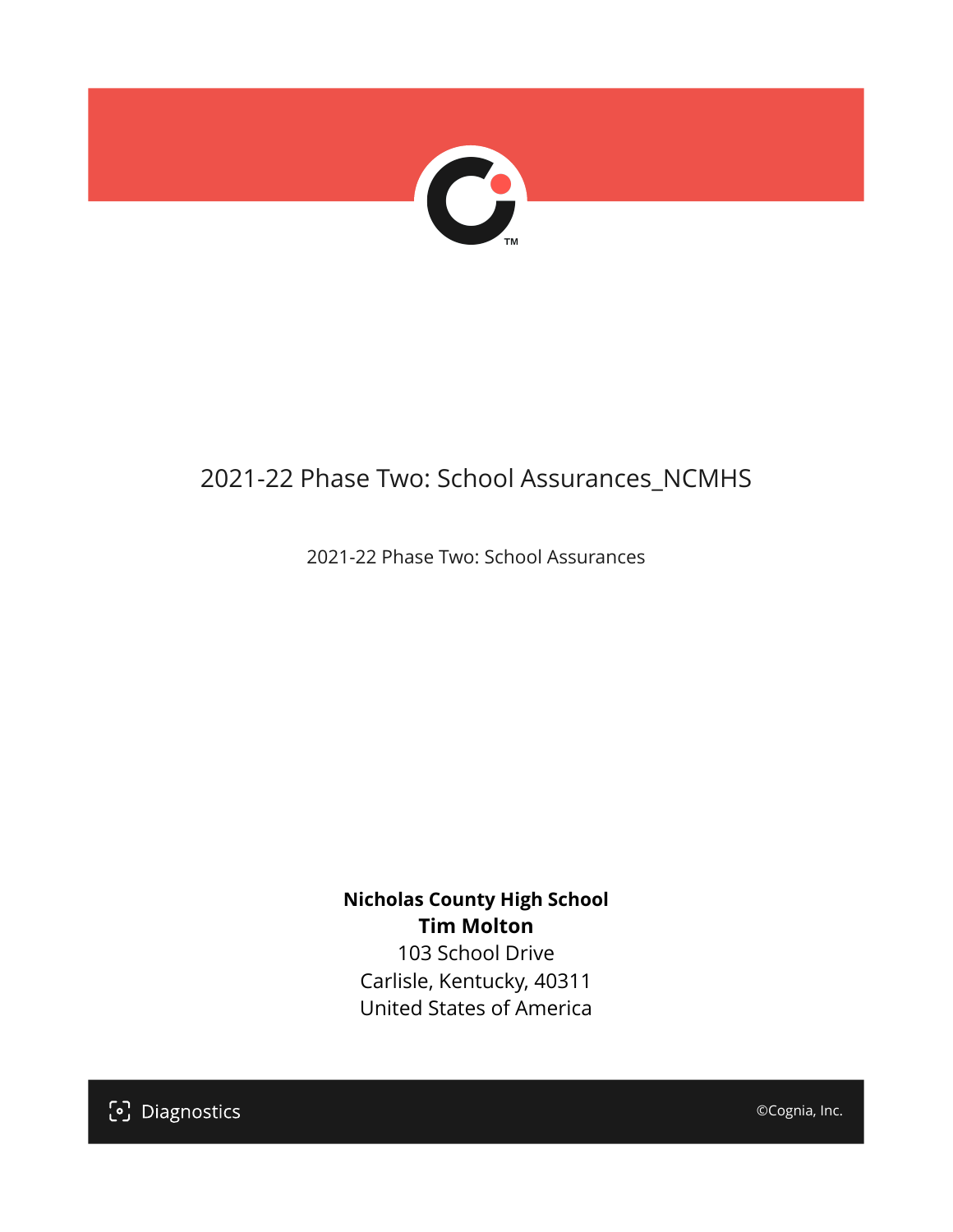# 2021-22 Phase Two: School Assurances_NCMHS

2021-22 Phase Two: School Assurances

**Nicholas County High School**
**Tim Molton**
103 School Drive
Carlisle, Kentucky, 40311
United States of America

Diagnostics

©Cognia, Inc.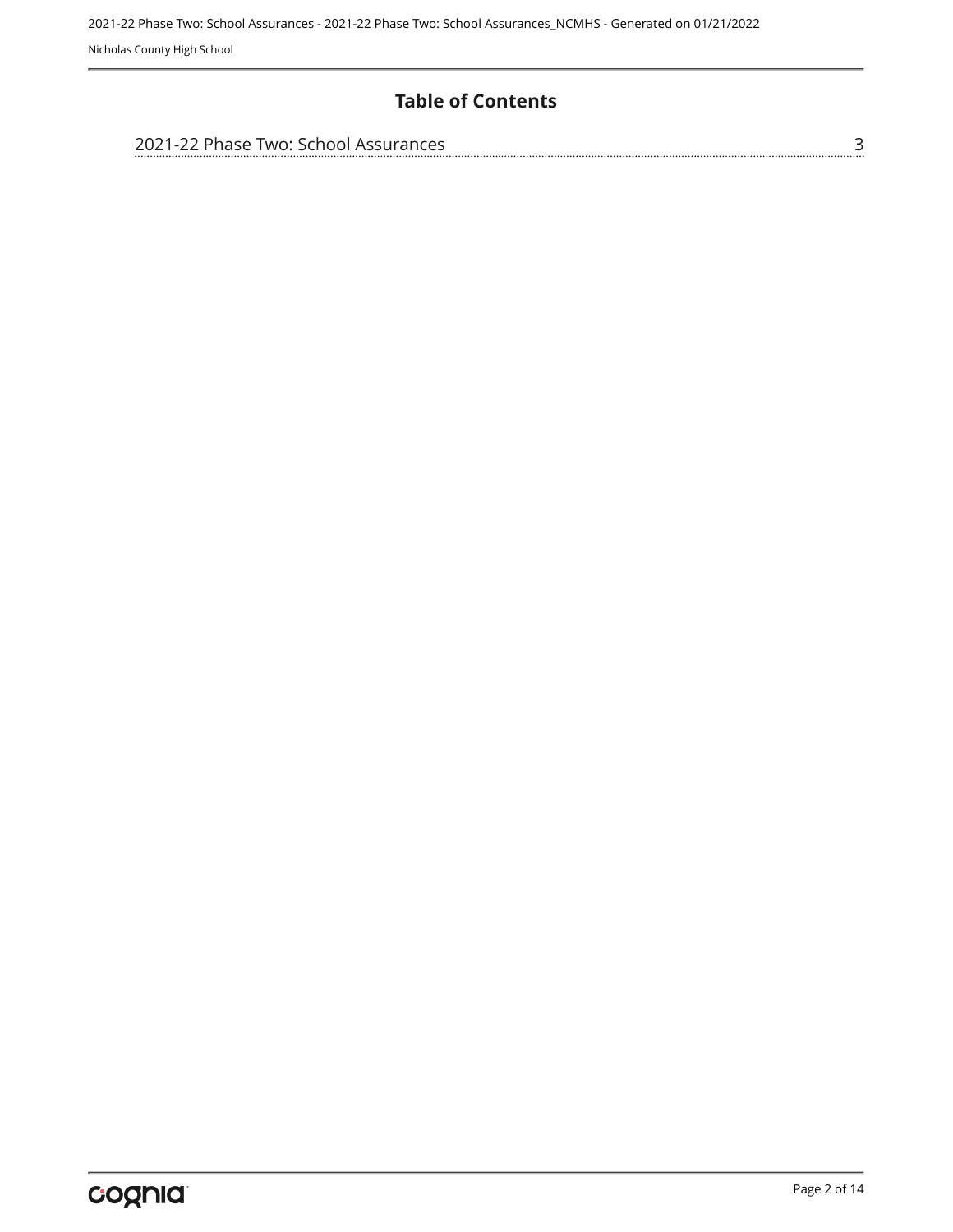# Table of Contents

2021-22 Phase Two: School Assurances ........................................ 3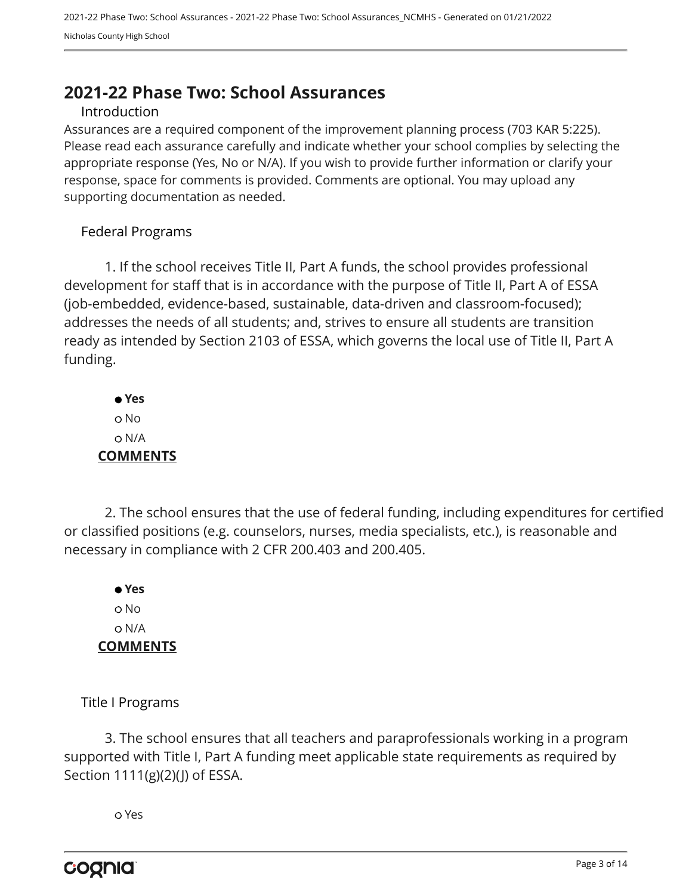# 2021-22 Phase Two: School Assurances

## Introduction

Assurances are a required component of the improvement planning process (703 KAR 5:225). Please read each assurance carefully and indicate whether your school complies by selecting the appropriate response (Yes, No or N/A). If you wish to provide further information or clarify your response, space for comments is provided. Comments are optional. You may upload any supporting documentation as needed.

## Federal Programs

1. If the school receives Title II, Part A funds, the school provides professional development for staff that is in accordance with the purpose of Title II, Part A of ESSA (job-embedded, evidence-based, sustainable, data-driven and classroom-focused); addresses the needs of all students; and, strives to ensure all students are transition ready as intended by Section 2103 of ESSA, which governs the local use of Title II, Part A funding.

- ● **Yes**
- ○ No
- ○ N/A

**COMMENTS**

2. The school ensures that the use of federal funding, including expenditures for certified or classified positions (e.g. counselors, nurses, media specialists, etc.), is reasonable and necessary in compliance with 2 CFR 200.403 and 200.405.

- ● **Yes**
- ○ No
- ○ N/A

**COMMENTS**

## Title I Programs

3. The school ensures that all teachers and paraprofessionals working in a program supported with Title I, Part A funding meet applicable state requirements as required by Section 1111(g)(2)(J) of ESSA.

- ○ Yes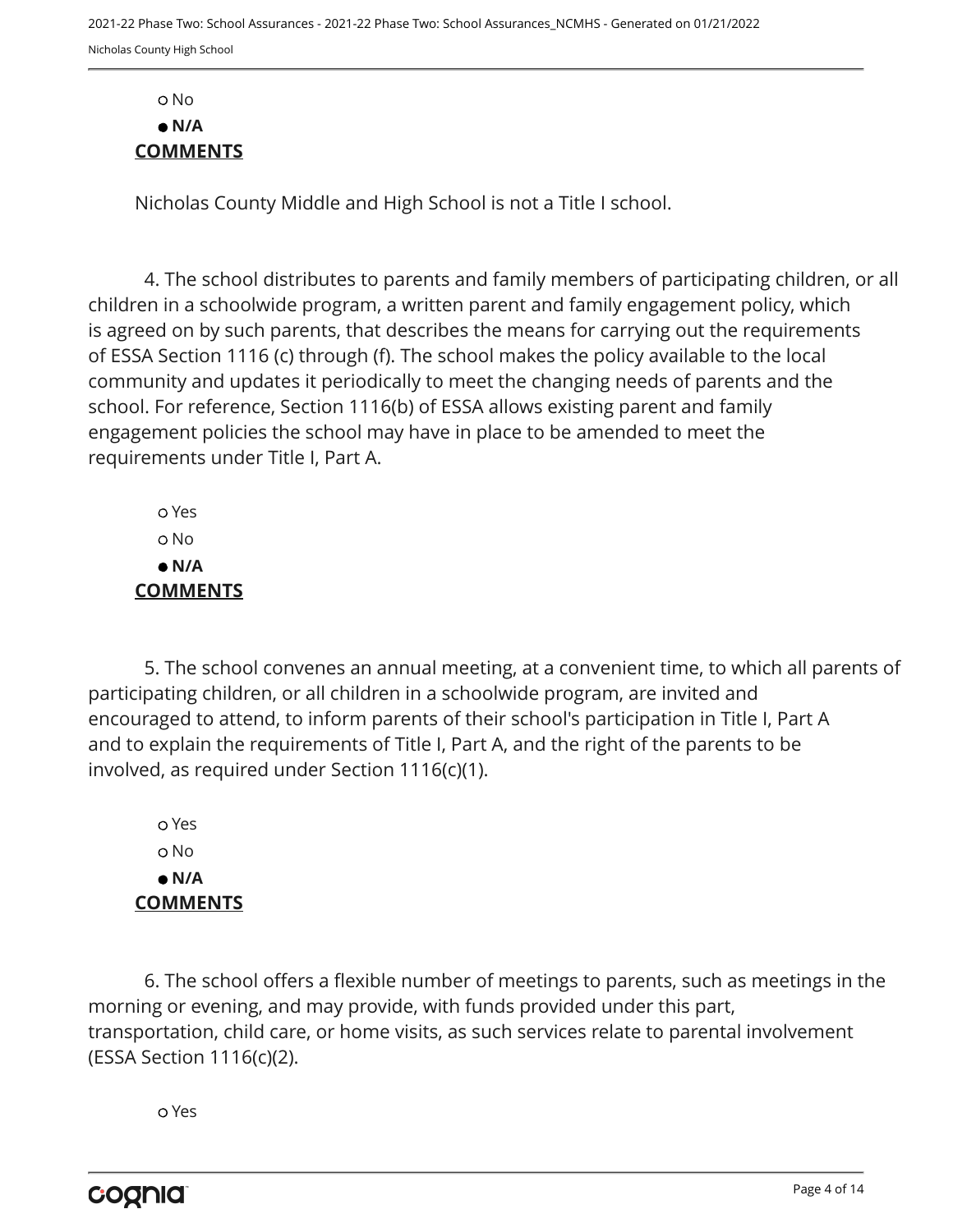○ No

● **N/A**

**COMMENTS**

Nicholas County Middle and High School is not a Title I school.

4. The school distributes to parents and family members of participating children, or all children in a schoolwide program, a written parent and family engagement policy, which is agreed on by such parents, that describes the means for carrying out the requirements of ESSA Section 1116 (c) through (f). The school makes the policy available to the local community and updates it periodically to meet the changing needs of parents and the school. For reference, Section 1116(b) of ESSA allows existing parent and family engagement policies the school may have in place to be amended to meet the requirements under Title I, Part A.

○ Yes

○ No

● **N/A**

**COMMENTS**

5. The school convenes an annual meeting, at a convenient time, to which all parents of participating children, or all children in a schoolwide program, are invited and encouraged to attend, to inform parents of their school's participation in Title I, Part A and to explain the requirements of Title I, Part A, and the right of the parents to be involved, as required under Section 1116(c)(1).

○ Yes

○ No

● **N/A**

**COMMENTS**

6. The school offers a flexible number of meetings to parents, such as meetings in the morning or evening, and may provide, with funds provided under this part, transportation, child care, or home visits, as such services relate to parental involvement (ESSA Section 1116(c)(2).

○ Yes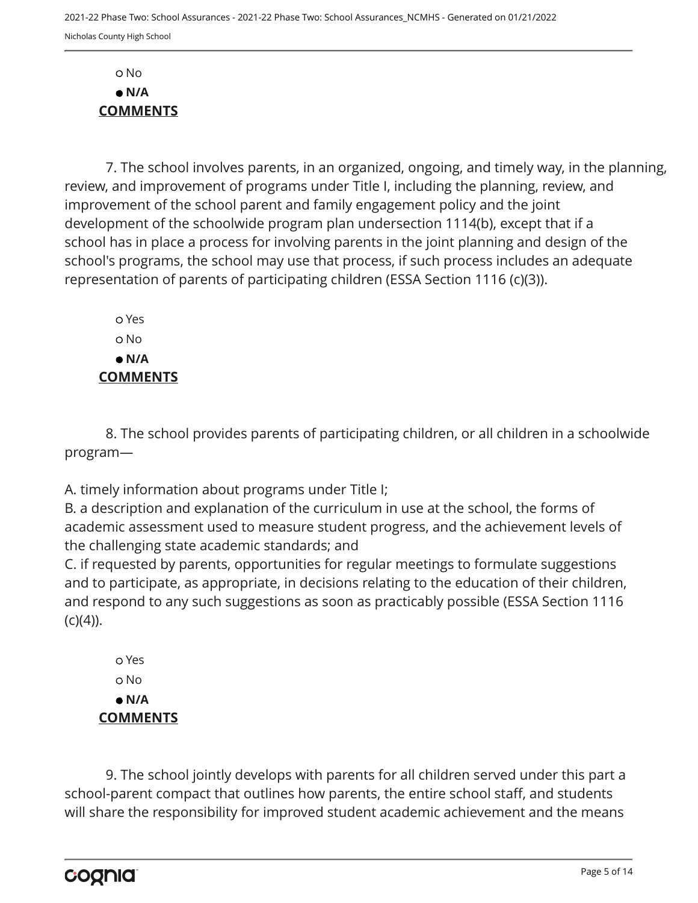○ No

● **N/A**

**COMMENTS**

7. The school involves parents, in an organized, ongoing, and timely way, in the planning, review, and improvement of programs under Title I, including the planning, review, and improvement of the school parent and family engagement policy and the joint development of the schoolwide program plan undersection 1114(b), except that if a school has in place a process for involving parents in the joint planning and design of the school's programs, the school may use that process, if such process includes an adequate representation of parents of participating children (ESSA Section 1116 (c)(3)).

○ Yes

○ No

● **N/A**

**COMMENTS**

8. The school provides parents of participating children, or all children in a schoolwide program—

A. timely information about programs under Title I;
B. a description and explanation of the curriculum in use at the school, the forms of academic assessment used to measure student progress, and the achievement levels of the challenging state academic standards; and
C. if requested by parents, opportunities for regular meetings to formulate suggestions and to participate, as appropriate, in decisions relating to the education of their children, and respond to any such suggestions as soon as practicably possible (ESSA Section 1116 (c)(4)).

○ Yes

○ No

● **N/A**

**COMMENTS**

9. The school jointly develops with parents for all children served under this part a school-parent compact that outlines how parents, the entire school staff, and students will share the responsibility for improved student academic achievement and the means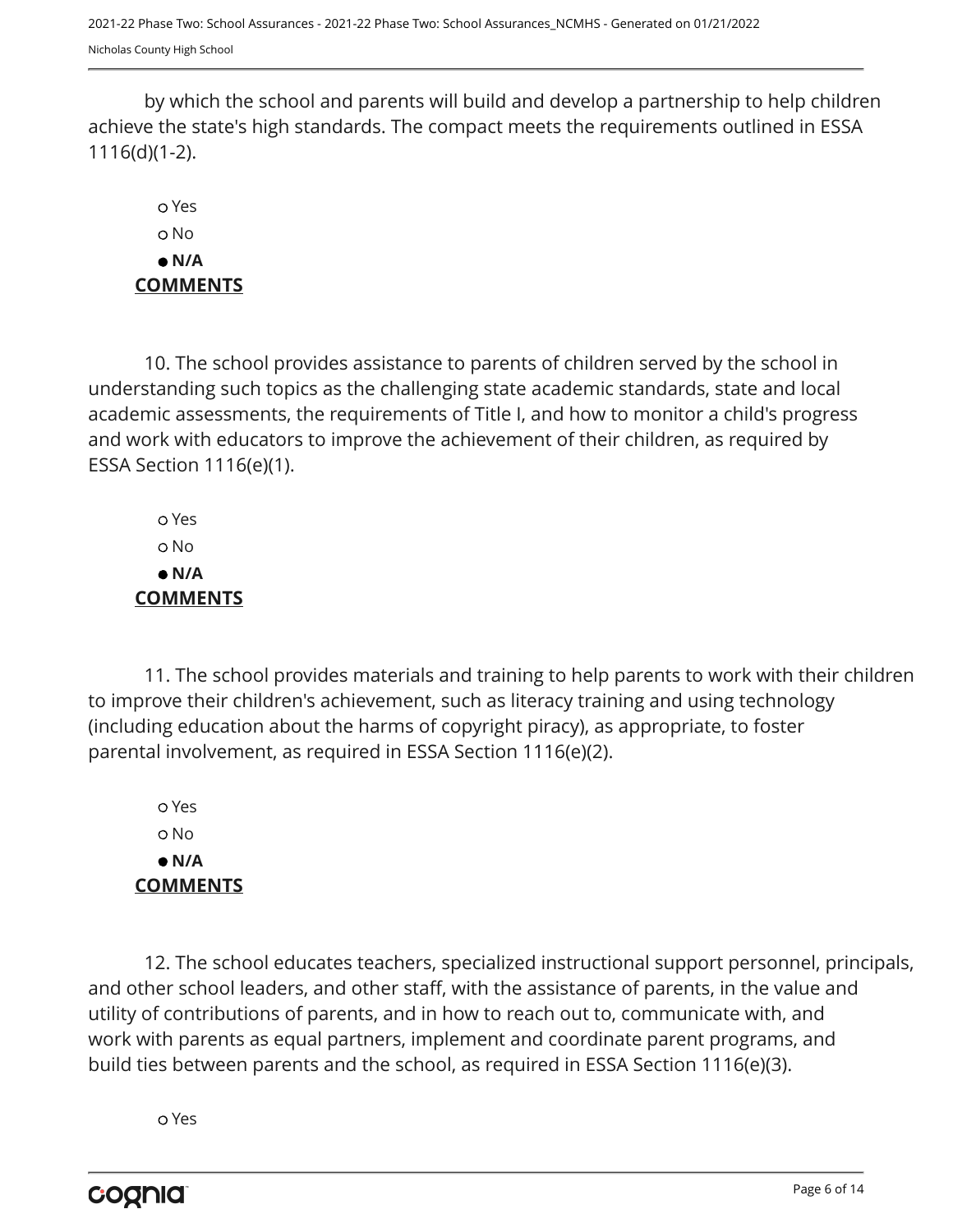by which the school and parents will build and develop a partnership to help children achieve the state's high standards. The compact meets the requirements outlined in ESSA 1116(d)(1-2).

- ○ Yes
- ○ No
- ● **N/A**

**COMMENTS**

10. The school provides assistance to parents of children served by the school in understanding such topics as the challenging state academic standards, state and local academic assessments, the requirements of Title I, and how to monitor a child's progress and work with educators to improve the achievement of their children, as required by ESSA Section 1116(e)(1).

- ○ Yes
- ○ No
- ● **N/A**

**COMMENTS**

11. The school provides materials and training to help parents to work with their children to improve their children's achievement, such as literacy training and using technology (including education about the harms of copyright piracy), as appropriate, to foster parental involvement, as required in ESSA Section 1116(e)(2).

- ○ Yes
- ○ No
- ● **N/A**

**COMMENTS**

12. The school educates teachers, specialized instructional support personnel, principals, and other school leaders, and other staff, with the assistance of parents, in the value and utility of contributions of parents, and in how to reach out to, communicate with, and work with parents as equal partners, implement and coordinate parent programs, and build ties between parents and the school, as required in ESSA Section 1116(e)(3).

- ○ Yes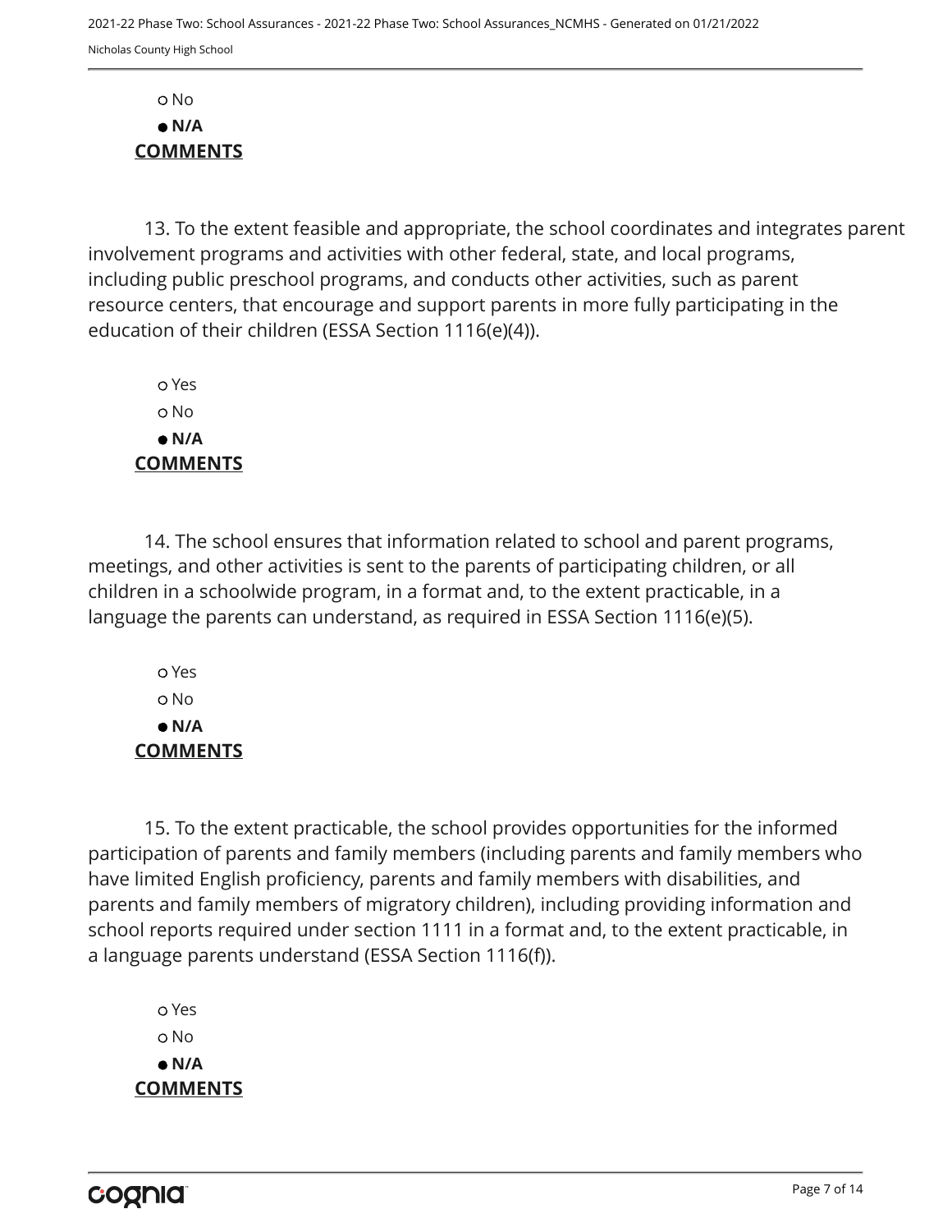○ No
● **N/A**
**COMMENTS**

13. To the extent feasible and appropriate, the school coordinates and integrates parent involvement programs and activities with other federal, state, and local programs, including public preschool programs, and conducts other activities, such as parent resource centers, that encourage and support parents in more fully participating in the education of their children (ESSA Section 1116(e)(4)).

○ Yes
○ No
● **N/A**
**COMMENTS**

14. The school ensures that information related to school and parent programs, meetings, and other activities is sent to the parents of participating children, or all children in a schoolwide program, in a format and, to the extent practicable, in a language the parents can understand, as required in ESSA Section 1116(e)(5).

○ Yes
○ No
● **N/A**
**COMMENTS**

15. To the extent practicable, the school provides opportunities for the informed participation of parents and family members (including parents and family members who have limited English proficiency, parents and family members with disabilities, and parents and family members of migratory children), including providing information and school reports required under section 1111 in a format and, to the extent practicable, in a language parents understand (ESSA Section 1116(f)).

○ Yes
○ No
● **N/A**
**COMMENTS**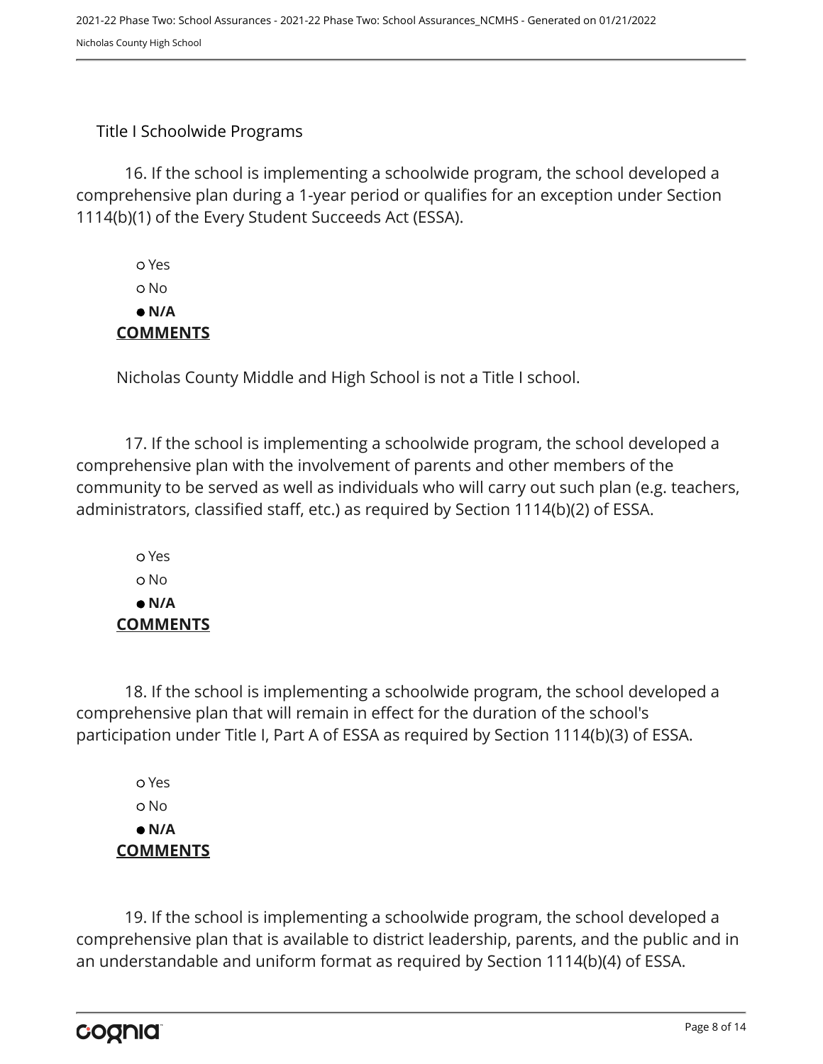## Title I Schoolwide Programs

16. If the school is implementing a schoolwide program, the school developed a comprehensive plan during a 1-year period or qualifies for an exception under Section 1114(b)(1) of the Every Student Succeeds Act (ESSA).

- ○ Yes
- ○ No
- ● **N/A**

**COMMENTS**

Nicholas County Middle and High School is not a Title I school.

17. If the school is implementing a schoolwide program, the school developed a comprehensive plan with the involvement of parents and other members of the community to be served as well as individuals who will carry out such plan (e.g. teachers, administrators, classified staff, etc.) as required by Section 1114(b)(2) of ESSA.

- ○ Yes
- ○ No
- ● **N/A**

**COMMENTS**

18. If the school is implementing a schoolwide program, the school developed a comprehensive plan that will remain in effect for the duration of the school's participation under Title I, Part A of ESSA as required by Section 1114(b)(3) of ESSA.

- ○ Yes
- ○ No
- ● **N/A**

**COMMENTS**

19. If the school is implementing a schoolwide program, the school developed a comprehensive plan that is available to district leadership, parents, and the public and in an understandable and uniform format as required by Section 1114(b)(4) of ESSA.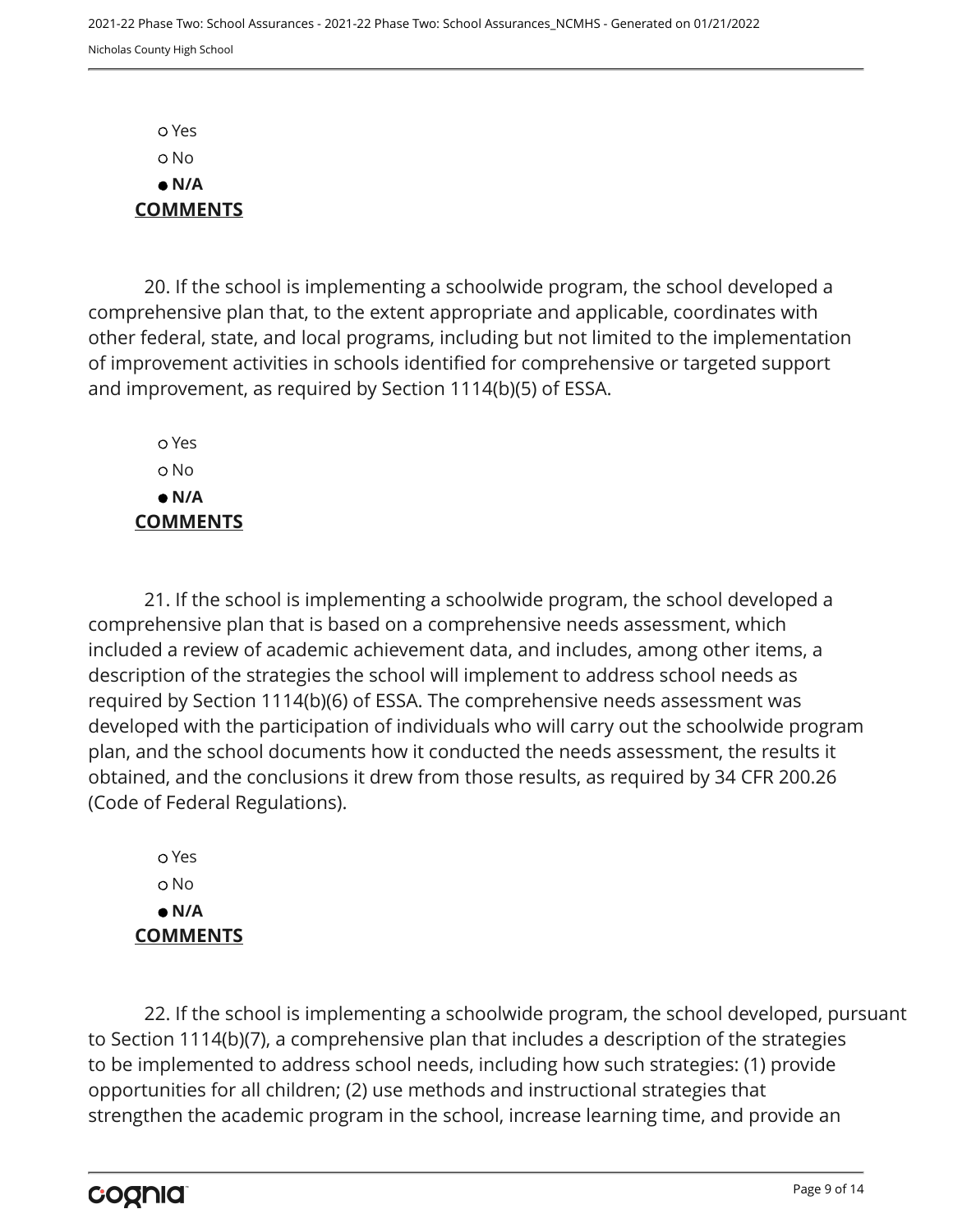- ○ Yes
- ○ No
- ● **N/A**

**COMMENTS**

20. If the school is implementing a schoolwide program, the school developed a comprehensive plan that, to the extent appropriate and applicable, coordinates with other federal, state, and local programs, including but not limited to the implementation of improvement activities in schools identified for comprehensive or targeted support and improvement, as required by Section 1114(b)(5) of ESSA.

- ○ Yes
- ○ No
- ● **N/A**

**COMMENTS**

21. If the school is implementing a schoolwide program, the school developed a comprehensive plan that is based on a comprehensive needs assessment, which included a review of academic achievement data, and includes, among other items, a description of the strategies the school will implement to address school needs as required by Section 1114(b)(6) of ESSA. The comprehensive needs assessment was developed with the participation of individuals who will carry out the schoolwide program plan, and the school documents how it conducted the needs assessment, the results it obtained, and the conclusions it drew from those results, as required by 34 CFR 200.26 (Code of Federal Regulations).

- ○ Yes
- ○ No
- ● **N/A**

**COMMENTS**

22. If the school is implementing a schoolwide program, the school developed, pursuant to Section 1114(b)(7), a comprehensive plan that includes a description of the strategies to be implemented to address school needs, including how such strategies: (1) provide opportunities for all children; (2) use methods and instructional strategies that strengthen the academic program in the school, increase learning time, and provide an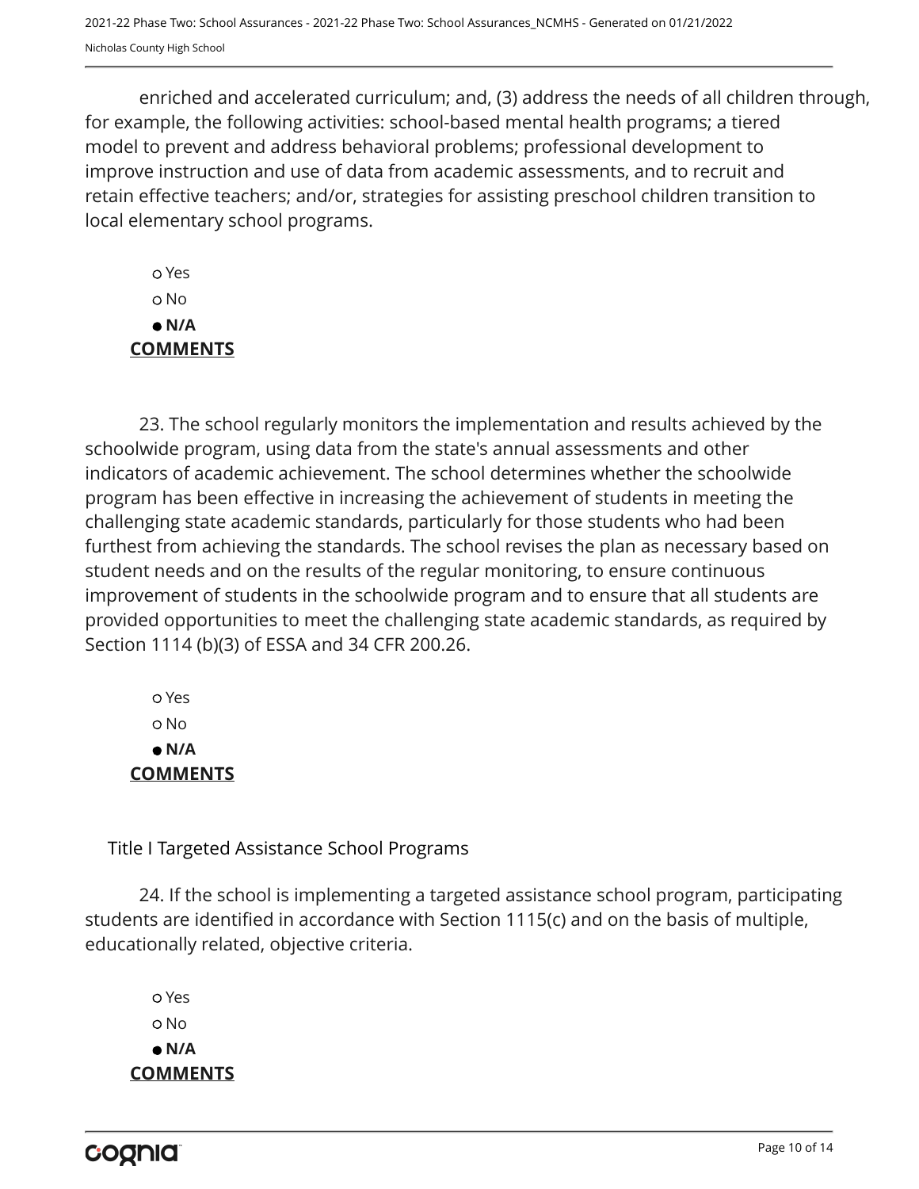enriched and accelerated curriculum; and, (3) address the needs of all children through, for example, the following activities: school-based mental health programs; a tiered model to prevent and address behavioral problems; professional development to improve instruction and use of data from academic assessments, and to recruit and retain effective teachers; and/or, strategies for assisting preschool children transition to local elementary school programs.

- ○ Yes
- ○ No
- ● **N/A**

**COMMENTS**

23. The school regularly monitors the implementation and results achieved by the schoolwide program, using data from the state's annual assessments and other indicators of academic achievement. The school determines whether the schoolwide program has been effective in increasing the achievement of students in meeting the challenging state academic standards, particularly for those students who had been furthest from achieving the standards. The school revises the plan as necessary based on student needs and on the results of the regular monitoring, to ensure continuous improvement of students in the schoolwide program and to ensure that all students are provided opportunities to meet the challenging state academic standards, as required by Section 1114 (b)(3) of ESSA and 34 CFR 200.26.

- ○ Yes
- ○ No
- ● **N/A**

**COMMENTS**

Title I Targeted Assistance School Programs

24. If the school is implementing a targeted assistance school program, participating students are identified in accordance with Section 1115(c) and on the basis of multiple, educationally related, objective criteria.

- ○ Yes
- ○ No
- ● **N/A**

**COMMENTS**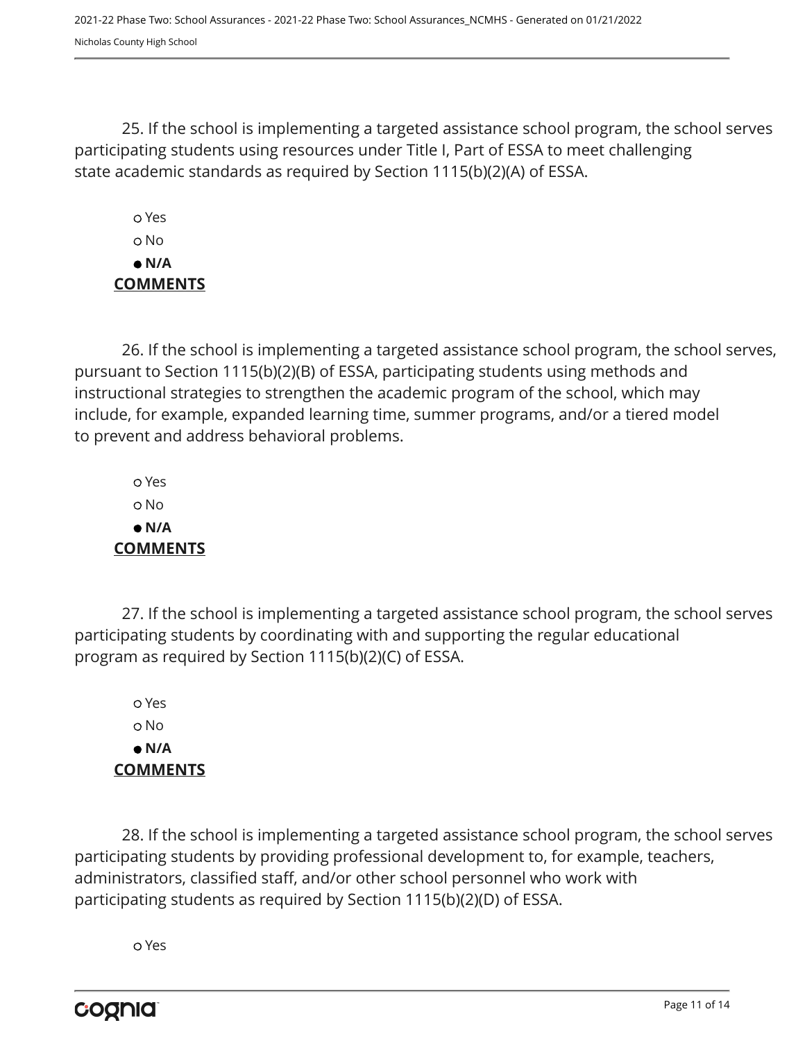25. If the school is implementing a targeted assistance school program, the school serves participating students using resources under Title I, Part of ESSA to meet challenging state academic standards as required by Section 1115(b)(2)(A) of ESSA.

- ○ Yes
- ○ No
- ● **N/A**

**COMMENTS**

26. If the school is implementing a targeted assistance school program, the school serves, pursuant to Section 1115(b)(2)(B) of ESSA, participating students using methods and instructional strategies to strengthen the academic program of the school, which may include, for example, expanded learning time, summer programs, and/or a tiered model to prevent and address behavioral problems.

- ○ Yes
- ○ No
- ● **N/A**

**COMMENTS**

27. If the school is implementing a targeted assistance school program, the school serves participating students by coordinating with and supporting the regular educational program as required by Section 1115(b)(2)(C) of ESSA.

- ○ Yes
- ○ No
- ● **N/A**

**COMMENTS**

28. If the school is implementing a targeted assistance school program, the school serves participating students by providing professional development to, for example, teachers, administrators, classified staff, and/or other school personnel who work with participating students as required by Section 1115(b)(2)(D) of ESSA.

- ○ Yes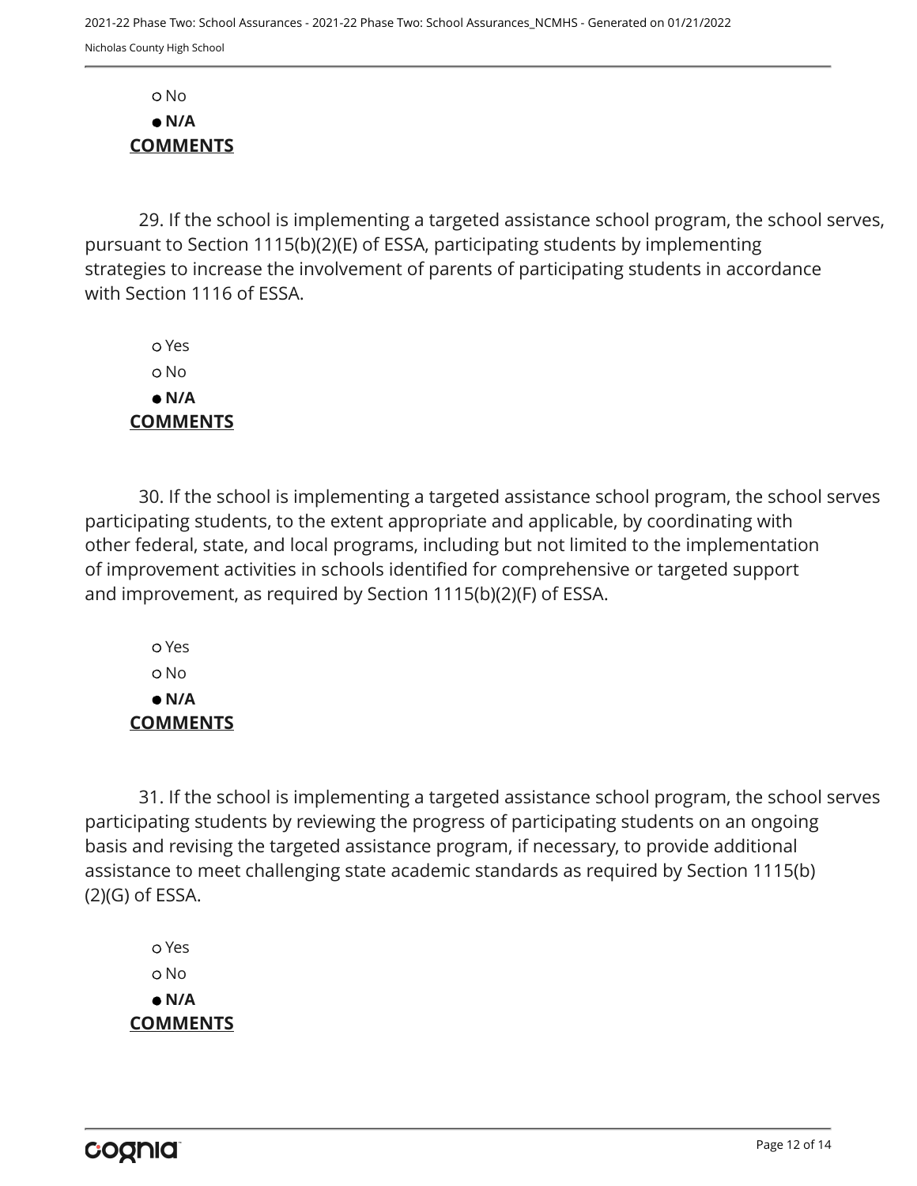○ No

● **N/A**

**COMMENTS**

29. If the school is implementing a targeted assistance school program, the school serves, pursuant to Section 1115(b)(2)(E) of ESSA, participating students by implementing strategies to increase the involvement of parents of participating students in accordance with Section 1116 of ESSA.

○ Yes

○ No

● **N/A**

**COMMENTS**

30. If the school is implementing a targeted assistance school program, the school serves participating students, to the extent appropriate and applicable, by coordinating with other federal, state, and local programs, including but not limited to the implementation of improvement activities in schools identified for comprehensive or targeted support and improvement, as required by Section 1115(b)(2)(F) of ESSA.

○ Yes

○ No

● **N/A**

**COMMENTS**

31. If the school is implementing a targeted assistance school program, the school serves participating students by reviewing the progress of participating students on an ongoing basis and revising the targeted assistance program, if necessary, to provide additional assistance to meet challenging state academic standards as required by Section 1115(b)(2)(G) of ESSA.

○ Yes

○ No

● **N/A**

**COMMENTS**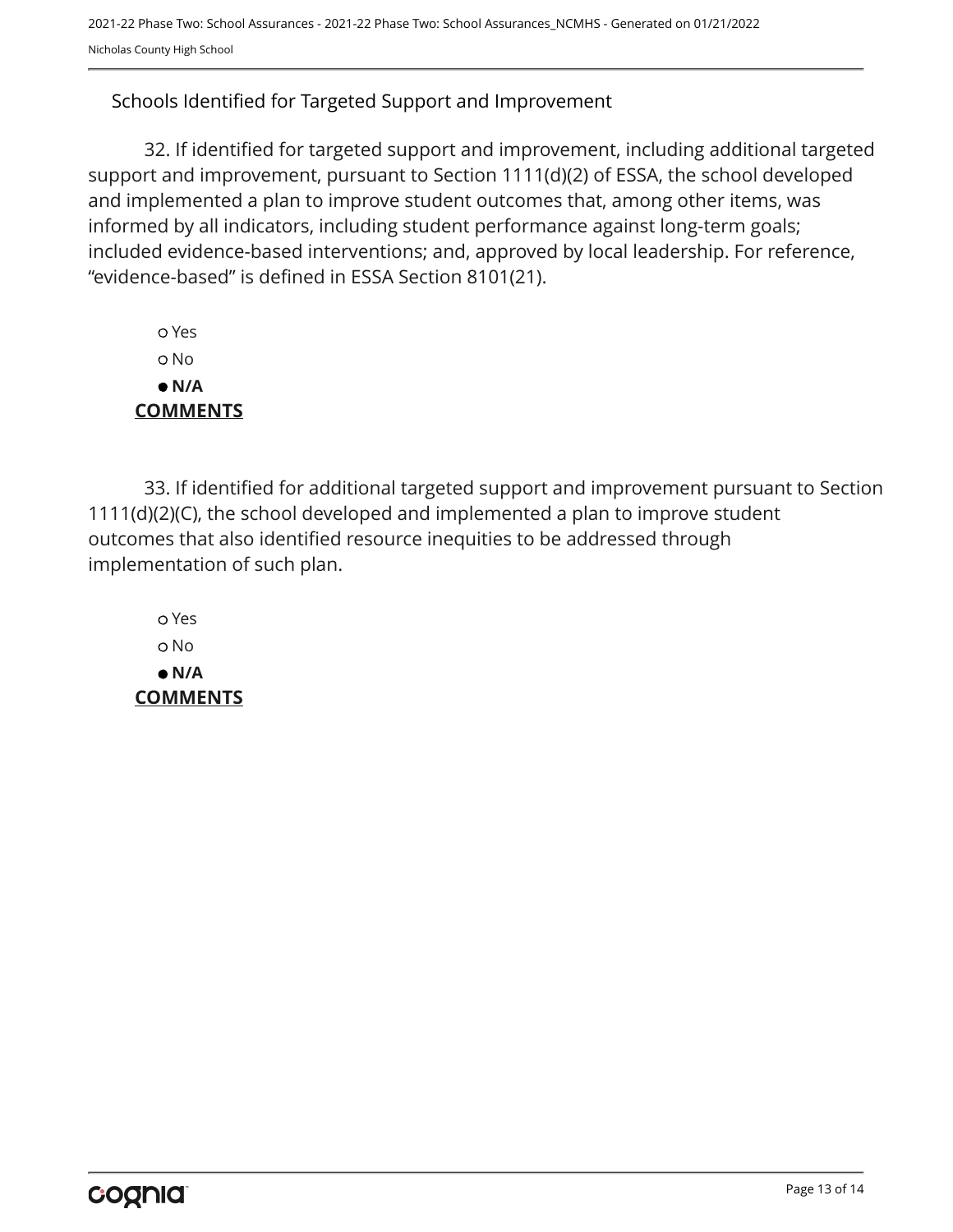## Schools Identified for Targeted Support and Improvement

32. If identified for targeted support and improvement, including additional targeted support and improvement, pursuant to Section 1111(d)(2) of ESSA, the school developed and implemented a plan to improve student outcomes that, among other items, was informed by all indicators, including student performance against long-term goals; included evidence-based interventions; and, approved by local leadership. For reference, "evidence-based" is defined in ESSA Section 8101(21).

- ○ Yes
- ○ No
- ● **N/A**

**COMMENTS**

33. If identified for additional targeted support and improvement pursuant to Section 1111(d)(2)(C), the school developed and implemented a plan to improve student outcomes that also identified resource inequities to be addressed through implementation of such plan.

- ○ Yes
- ○ No
- ● **N/A**

**COMMENTS**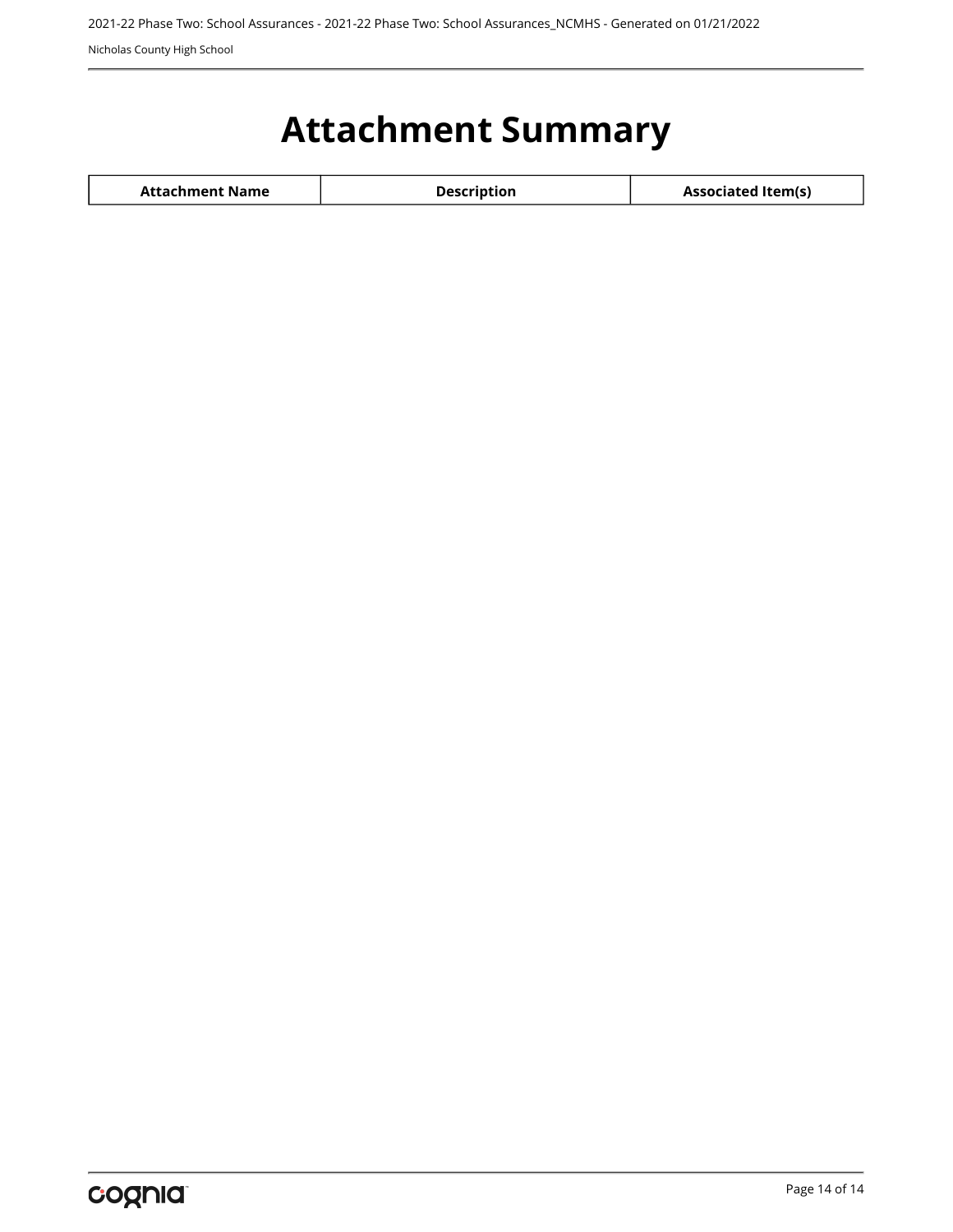# Attachment Summary

| Attachment Name | Description | Associated Item(s) |
|---|---|---|